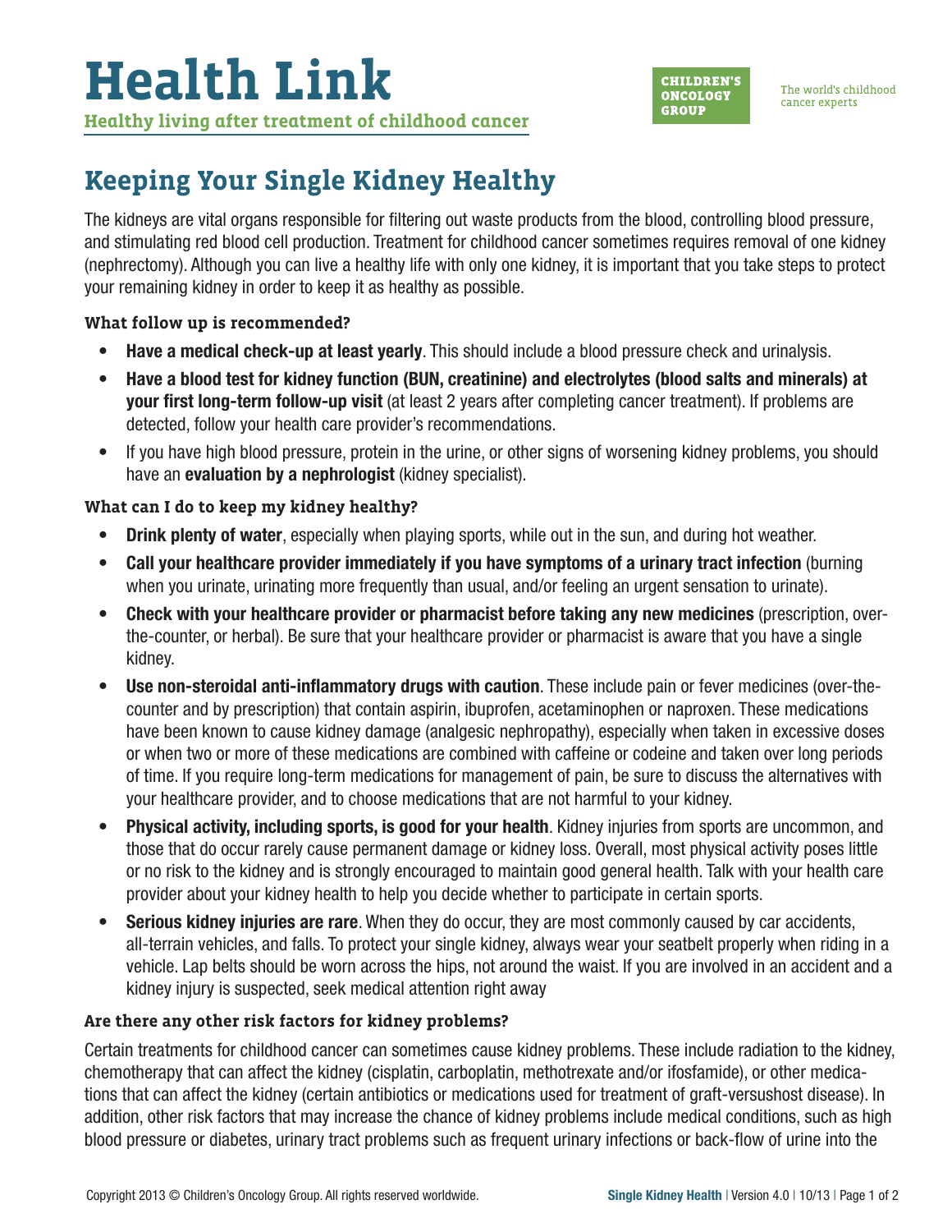# Health Link

**Healthy living after treatment of childhood cancer**

CHILDREN'S ONCOLOGY GROUP

The world's childhood cancer experts

## Keeping Your Single Kidney Healthy

The kidneys are vital organs responsible for filtering out waste products from the blood, controlling blood pressure, and stimulating red blood cell production. Treatment for childhood cancer sometimes requires removal of one kidney (nephrectomy). Although you can live a healthy life with only one kidney, it is important that you take steps to protect your remaining kidney in order to keep it as healthy as possible.

### What follow up is recommended?

- **Have a medical check-up at least yearly**. This should include a blood pressure check and urinalysis.
- **Have a blood test for kidney function (BUN, creatinine) and electrolytes (blood salts and minerals) at your first long-term follow-up visit** (at least 2 years after completing cancer treatment). If problems are detected, follow your health care provider's recommendations.
- If you have high blood pressure, protein in the urine, or other signs of worsening kidney problems, you should have an **evaluation by a nephrologist** (kidney specialist).

### What can I do to keep my kidney healthy?

- **Drink plenty of water**, especially when playing sports, while out in the sun, and during hot weather.
- **Call your healthcare provider immediately if you have symptoms of a urinary tract infection** (burning when you urinate, urinating more frequently than usual, and/or feeling an urgent sensation to urinate).
- **Check with your healthcare provider or pharmacist before taking any new medicines** (prescription, over-the-counter, or herbal). Be sure that your healthcare provider or pharmacist is aware that you have a single kidney.
- **Use non-steroidal anti-inflammatory drugs with caution**. These include pain or fever medicines (over-the-counter and by prescription) that contain aspirin, ibuprofen, acetaminophen or naproxen. These medications have been known to cause kidney damage (analgesic nephropathy), especially when taken in excessive doses or when two or more of these medications are combined with caffeine or codeine and taken over long periods of time. If you require long-term medications for management of pain, be sure to discuss the alternatives with your healthcare provider, and to choose medications that are not harmful to your kidney.
- **Physical activity, including sports, is good for your health**. Kidney injuries from sports are uncommon, and those that do occur rarely cause permanent damage or kidney loss. Overall, most physical activity poses little or no risk to the kidney and is strongly encouraged to maintain good general health. Talk with your health care provider about your kidney health to help you decide whether to participate in certain sports.
- **Serious kidney injuries are rare**. When they do occur, they are most commonly caused by car accidents, all-terrain vehicles, and falls. To protect your single kidney, always wear your seatbelt properly when riding in a vehicle. Lap belts should be worn across the hips, not around the waist. If you are involved in an accident and a kidney injury is suspected, seek medical attention right away

### Are there any other risk factors for kidney problems?

Certain treatments for childhood cancer can sometimes cause kidney problems. These include radiation to the kidney, chemotherapy that can affect the kidney (cisplatin, carboplatin, methotrexate and/or ifosfamide), or other medications that can affect the kidney (certain antibiotics or medications used for treatment of graft-versushost disease). In addition, other risk factors that may increase the chance of kidney problems include medical conditions, such as high blood pressure or diabetes, urinary tract problems such as frequent urinary infections or back-flow of urine into the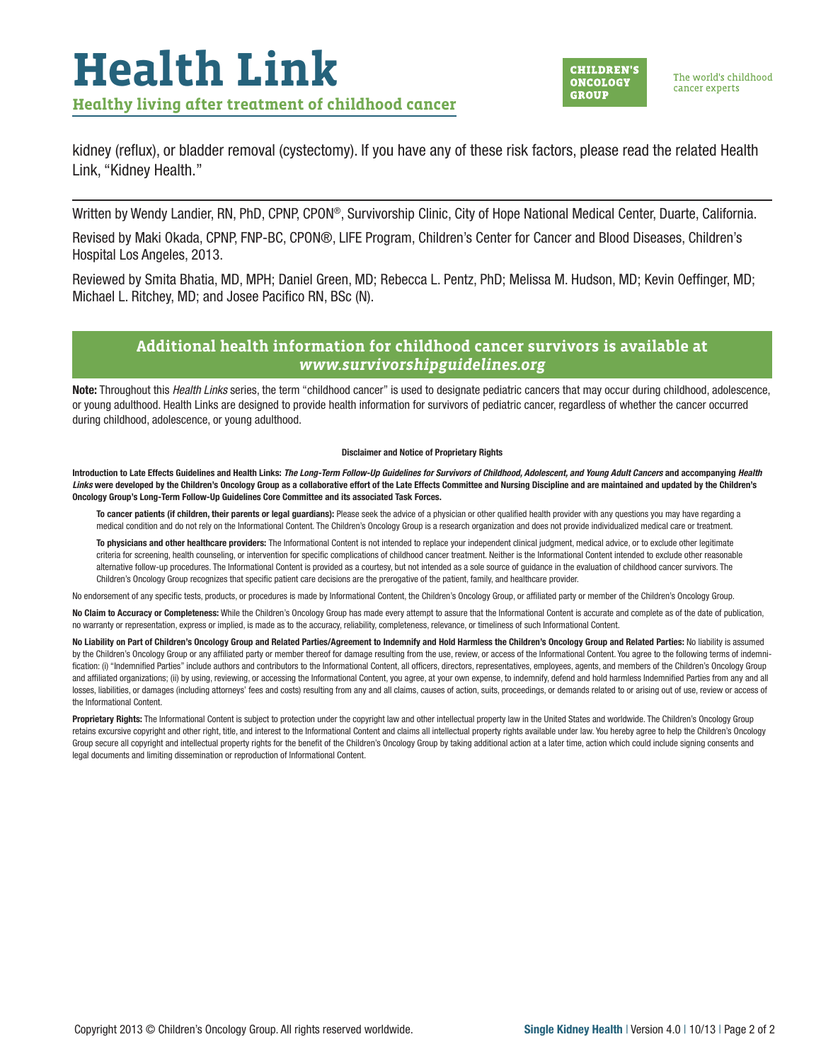kidney (reflux), or bladder removal (cystectomy). If you have any of these risk factors, please read the related Health Link, "Kidney Health."

---

Written by Wendy Landier, RN, PhD, CPNP, CPON®, Survivorship Clinic, City of Hope National Medical Center, Duarte, California.

Revised by Maki Okada, CPNP, FNP-BC, CPON®, LIFE Program, Children's Center for Cancer and Blood Diseases, Children's Hospital Los Angeles, 2013.

Reviewed by Smita Bhatia, MD, MPH; Daniel Green, MD; Rebecca L. Pentz, PhD; Melissa M. Hudson, MD; Kevin Oeffinger, MD; Michael L. Ritchey, MD; and Josee Pacifico RN, BSc (N).

## Additional health information for childhood cancer survivors is available at *www.survivorshipguidelines.org*

**Note:** Throughout this *Health Links* series, the term "childhood cancer" is used to designate pediatric cancers that may occur during childhood, adolescence, or young adulthood. Health Links are designed to provide health information for survivors of pediatric cancer, regardless of whether the cancer occurred during childhood, adolescence, or young adulthood.

**Disclaimer and Notice of Proprietary Rights**

**Introduction to Late Effects Guidelines and Health Links:** ***The Long-Term Follow-Up Guidelines for Survivors of Childhood, Adolescent, and Young Adult Cancers*** **and accompanying** ***Health Links*** **were developed by the Children's Oncology Group as a collaborative effort of the Late Effects Committee and Nursing Discipline and are maintained and updated by the Children's Oncology Group's Long-Term Follow-Up Guidelines Core Committee and its associated Task Forces.**

**To cancer patients (if children, their parents or legal guardians):** Please seek the advice of a physician or other qualified health provider with any questions you may have regarding a medical condition and do not rely on the Informational Content. The Children's Oncology Group is a research organization and does not provide individualized medical care or treatment.

**To physicians and other healthcare providers:** The Informational Content is not intended to replace your independent clinical judgment, medical advice, or to exclude other legitimate criteria for screening, health counseling, or intervention for specific complications of childhood cancer treatment. Neither is the Informational Content intended to exclude other reasonable alternative follow-up procedures. The Informational Content is provided as a courtesy, but not intended as a sole source of guidance in the evaluation of childhood cancer survivors. The Children's Oncology Group recognizes that specific patient care decisions are the prerogative of the patient, family, and healthcare provider.

No endorsement of any specific tests, products, or procedures is made by Informational Content, the Children's Oncology Group, or affiliated party or member of the Children's Oncology Group.

**No Claim to Accuracy or Completeness:** While the Children's Oncology Group has made every attempt to assure that the Informational Content is accurate and complete as of the date of publication, no warranty or representation, express or implied, is made as to the accuracy, reliability, completeness, relevance, or timeliness of such Informational Content.

**No Liability on Part of Children's Oncology Group and Related Parties/Agreement to Indemnify and Hold Harmless the Children's Oncology Group and Related Parties:** No liability is assumed by the Children's Oncology Group or any affiliated party or member thereof for damage resulting from the use, review, or access of the Informational Content. You agree to the following terms of indemnification: (i) "Indemnified Parties" include authors and contributors to the Informational Content, all officers, directors, representatives, employees, agents, and members of the Children's Oncology Group and affiliated organizations; (ii) by using, reviewing, or accessing the Informational Content, you agree, at your own expense, to indemnify, defend and hold harmless Indemnified Parties from any and all losses, liabilities, or damages (including attorneys' fees and costs) resulting from any and all claims, causes of action, suits, proceedings, or demands related to or arising out of use, review or access of the Informational Content.

**Proprietary Rights:** The Informational Content is subject to protection under the copyright law and other intellectual property law in the United States and worldwide. The Children's Oncology Group retains excursive copyright and other right, title, and interest to the Informational Content and claims all intellectual property rights available under law. You hereby agree to help the Children's Oncology Group secure all copyright and intellectual property rights for the benefit of the Children's Oncology Group by taking additional action at a later time, action which could include signing consents and legal documents and limiting dissemination or reproduction of Informational Content.